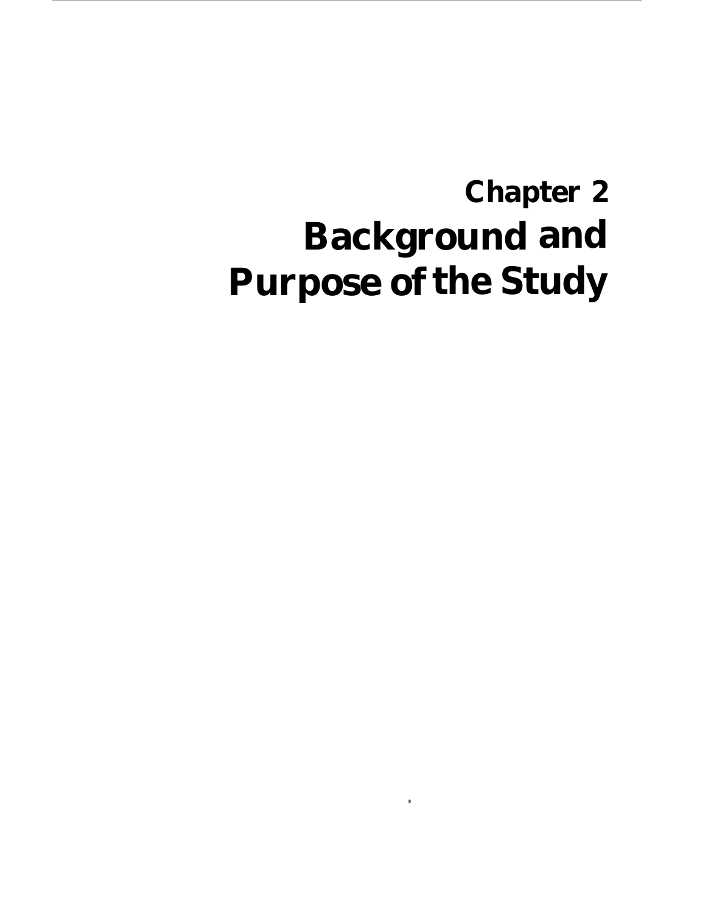# Chapter 2
# Background and Purpose of the Study

*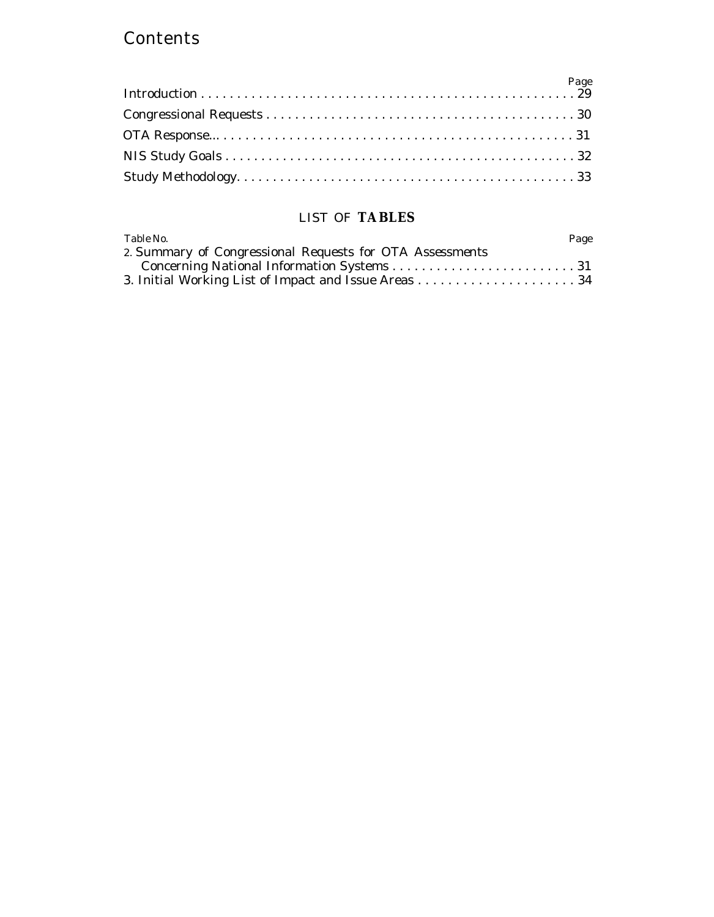# Contents

| | Page |
|---|---|
| Introduction | 29 |
| Congressional Requests | 30 |
| OTA Response | 31 |
| NIS Study Goals | 32 |
| Study Methodology | 33 |

## LIST OF TABLES

| Table No. | Page |
|---|---|
| 2. Summary of Congressional Requests for OTA Assessments Concerning National Information Systems | 31 |
| 3. Initial Working List of Impact and Issue Areas | 34 |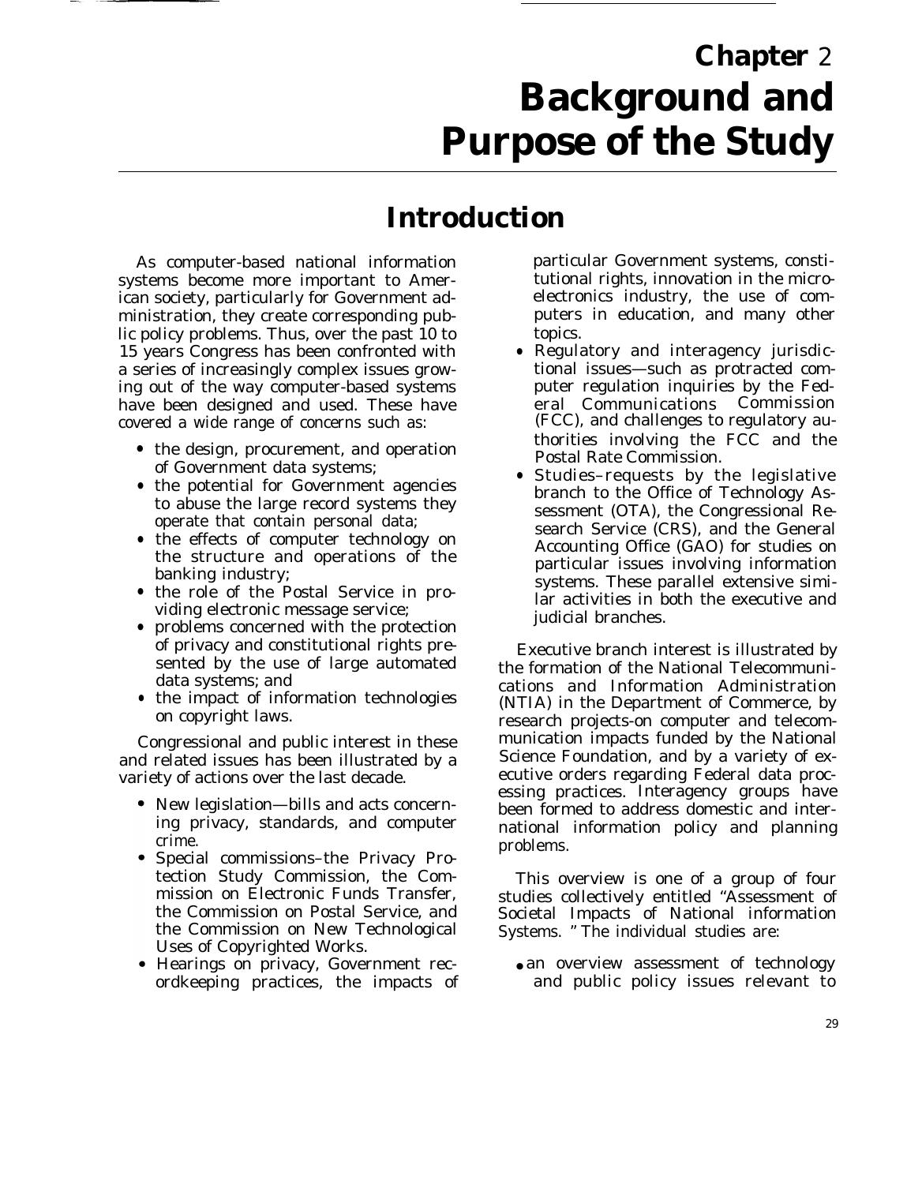# Chapter 2
# Background and Purpose of the Study

## Introduction

As computer-based national information systems become more important to American society, particularly for Government administration, they create corresponding public policy problems. Thus, over the past 10 to 15 years Congress has been confronted with a series of increasingly complex issues growing out of the way computer-based systems have been designed and used. These have covered a wide range of concerns such as:

- the design, procurement, and operation of Government data systems;
- the potential for Government agencies to abuse the large record systems they operate that contain personal data;
- the effects of computer technology on the structure and operations of the banking industry;
- the role of the Postal Service in providing electronic message service;
- problems concerned with the protection of privacy and constitutional rights presented by the use of large automated data systems; and
- the impact of information technologies on copyright laws.

Congressional and public interest in these and related issues has been illustrated by a variety of actions over the last decade.

- New legislation—bills and acts concerning privacy, standards, and computer crime.
- Special commissions–the Privacy Protection Study Commission, the Commission on Electronic Funds Transfer, the Commission on Postal Service, and the Commission on New Technological Uses of Copyrighted Works.
- Hearings on privacy, Government recordkeeping practices, the impacts of particular Government systems, constitutional rights, innovation in the microelectronics industry, the use of computers in education, and many other topics.
- Regulatory and interagency jurisdictional issues—such as protracted computer regulation inquiries by the Federal Communications Commission (FCC), and challenges to regulatory authorities involving the FCC and the Postal Rate Commission.
- Studies–requests by the legislative branch to the Office of Technology Assessment (OTA), the Congressional Research Service (CRS), and the General Accounting Office (GAO) for studies on particular issues involving information systems. These parallel extensive similar activities in both the executive and judicial branches.

Executive branch interest is illustrated by the formation of the National Telecommunications and Information Administration (NTIA) in the Department of Commerce, by research projects-on computer and telecommunication impacts funded by the National Science Foundation, and by a variety of executive orders regarding Federal data processing practices. Interagency groups have been formed to address domestic and international information policy and planning problems.

This overview is one of a group of four studies collectively entitled "Assessment of Societal Impacts of National information Systems. " The individual studies are:

- an overview assessment of technology and public policy issues relevant to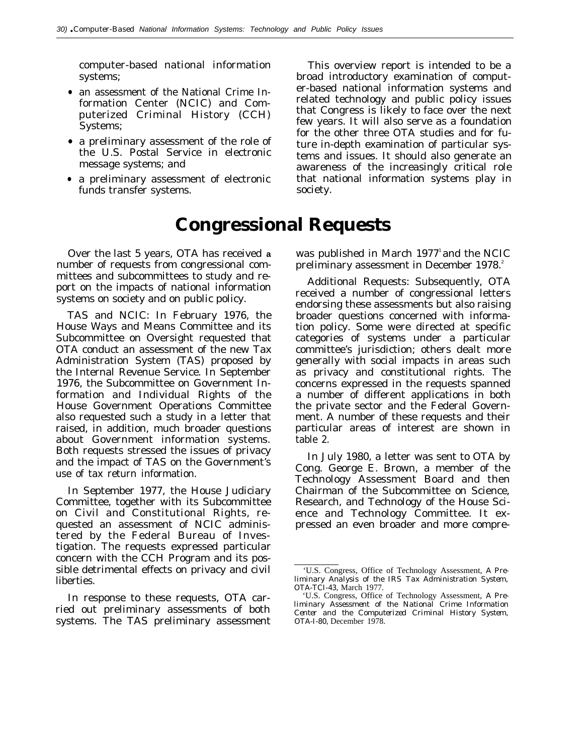computer-based national information systems;

- an assessment of the National Crime Information Center (NCIC) and Computerized Criminal History (CCH) Systems;
- a preliminary assessment of the role of the U.S. Postal Service in electronic message systems; and
- a preliminary assessment of electronic funds transfer systems.

This overview report is intended to be a broad introductory examination of computer-based national information systems and related technology and public policy issues that Congress is likely to face over the next few years. It will also serve as a foundation for the other three OTA studies and for future in-depth examination of particular systems and issues. It should also generate an awareness of the increasingly critical role that national information systems play in society.

# Congressional Requests

Over the last 5 years, OTA has received a number of requests from congressional committees and subcommittees to study and report on the impacts of national information systems on society and on public policy.

TAS and NCIC: In February 1976, the House Ways and Means Committee and its Subcommittee on Oversight requested that OTA conduct an assessment of the new Tax Administration System (TAS) proposed by the Internal Revenue Service. In September 1976, the Subcommittee on Government Information and Individual Rights of the House Government Operations Committee also requested such a study in a letter that raised, in addition, much broader questions about Government information systems. Both requests stressed the issues of privacy and the impact of TAS on the Government's use of tax return information.

In September 1977, the House Judiciary Committee, together with its Subcommittee on Civil and Constitutional Rights, requested an assessment of NCIC administered by the Federal Bureau of Investigation. The requests expressed particular concern with the CCH Program and its possible detrimental effects on privacy and civil liberties.

In response to these requests, OTA carried out preliminary assessments of both systems. The TAS preliminary assessment was published in March 1977[1] and the NCIC preliminary assessment in December 1978.[2]

Additional Requests: Subsequently, OTA received a number of congressional letters endorsing these assessments but also raising broader questions concerned with information policy. Some were directed at specific categories of systems under a particular committee's jurisdiction; others dealt more generally with social impacts in areas such as privacy and constitutional rights. The concerns expressed in the requests spanned a number of different applications in both the private sector and the Federal Government. A number of these requests and their particular areas of interest are shown in table 2.

In July 1980, a letter was sent to OTA by Cong. George E. Brown, a member of the Technology Assessment Board and then Chairman of the Subcommittee on Science, Research, and Technology of the House Science and Technology Committee. It expressed an even broader and more compre-

---

[1] U.S. Congress, Office of Technology Assessment, *A Preliminary Analysis of the IRS Tax Administration System*, OTA-TCI-43, March 1977.

[2] U.S. Congress, Office of Technology Assessment, *A Preliminary Assessment of the National Crime Information Center and the Computerized Criminal History System*, OTA-I-80, December 1978.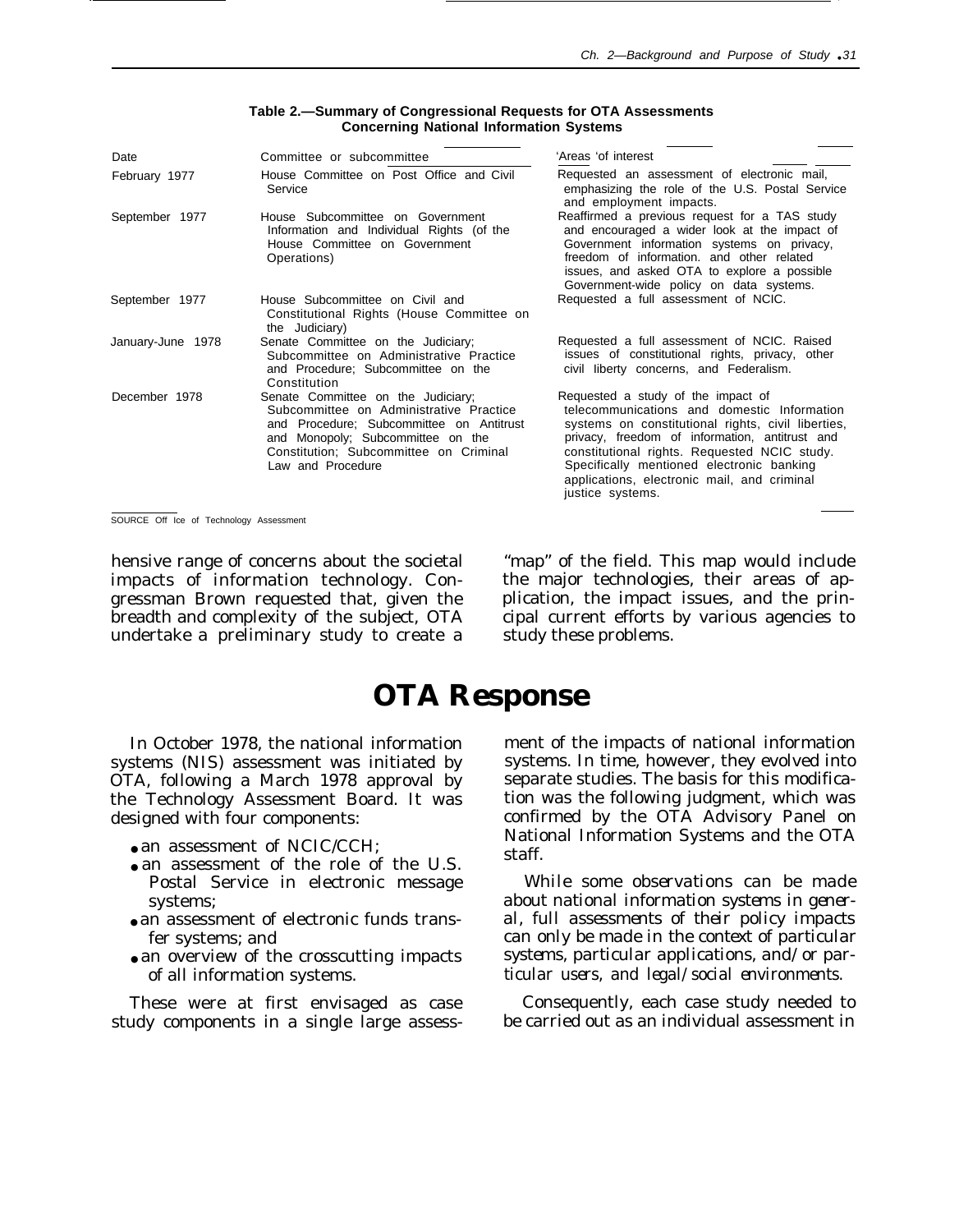**Table 2.—Summary of Congressional Requests for OTA Assessments Concerning National Information Systems**

| Date | Committee or subcommittee | Areas of interest |
|---|---|---|
| February 1977 | House Committee on Post Office and Civil Service | Requested an assessment of electronic mail, emphasizing the role of the U.S. Postal Service and employment impacts. |
| September 1977 | House Subcommittee on Government Information and Individual Rights (of the House Committee on Government Operations) | Reaffirmed a previous request for a TAS study and encouraged a wider look at the impact of Government information systems on privacy, freedom of information. and other related issues, and asked OTA to explore a possible Government-wide policy on data systems. |
| September 1977 | House Subcommittee on Civil and Constitutional Rights (House Committee on the Judiciary) | Requested a full assessment of NCIC. |
| January-June 1978 | Senate Committee on the Judiciary; Subcommittee on Administrative Practice and Procedure; Subcommittee on the Constitution | Requested a full assessment of NCIC. Raised issues of constitutional rights, privacy, other civil liberty concerns, and Federalism. |
| December 1978 | Senate Committee on the Judiciary; Subcommittee on Administrative Practice and Procedure; Subcommittee on Antitrust and Monopoly; Subcommittee on the Constitution; Subcommittee on Criminal Law and Procedure | Requested a study of the impact of telecommunications and domestic Information systems on constitutional rights, civil liberties, privacy, freedom of information, antitrust and constitutional rights. Requested NCIC study. Specifically mentioned electronic banking applications, electronic mail, and criminal justice systems. |

SOURCE Office of Technology Assessment

hensive range of concerns about the societal impacts of information technology. Congressman Brown requested that, given the breadth and complexity of the subject, OTA undertake a preliminary study to create a "map" of the field. This map would include the major technologies, their areas of application, the impact issues, and the principal current efforts by various agencies to study these problems.

# OTA Response

In October 1978, the national information systems (NIS) assessment was initiated by OTA, following a March 1978 approval by the Technology Assessment Board. It was designed with four components:

- an assessment of NCIC/CCH;
- an assessment of the role of the U.S. Postal Service in electronic message systems;
- an assessment of electronic funds transfer systems; and
- an overview of the crosscutting impacts of all information systems.

These were at first envisaged as case study components in a single large assessment of the impacts of national information systems. In time, however, they evolved into separate studies. The basis for this modification was the following judgment, which was confirmed by the OTA Advisory Panel on National Information Systems and the OTA staff.

*While some observations can be made about national information systems in general, full assessments of their policy impacts can only be made in the context of particular systems, particular applications, and/or particular users, and legal/social environments.*

Consequently, each case study needed to be carried out as an individual assessment in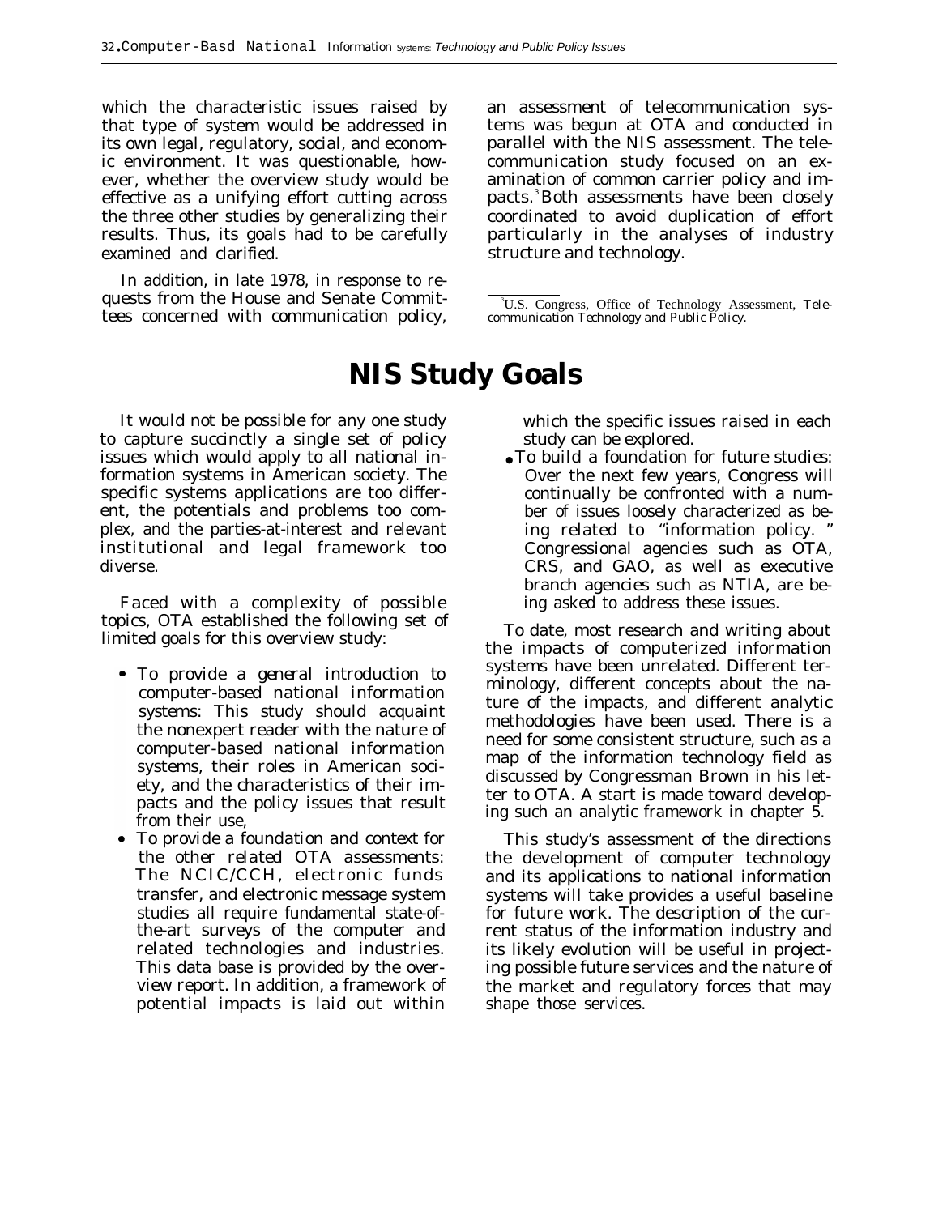which the characteristic issues raised by that type of system would be addressed in its own legal, regulatory, social, and economic environment. It was questionable, however, whether the overview study would be effective as a unifying effort cutting across the three other studies by generalizing their results. Thus, its goals had to be carefully examined and clarified.

In addition, in late 1978, in response to requests from the House and Senate Committees concerned with communication policy, an assessment of telecommunication systems was begun at OTA and conducted in parallel with the NIS assessment. The telecommunication study focused on an examination of common carrier policy and impacts.[3] Both assessments have been closely coordinated to avoid duplication of effort particularly in the analyses of industry structure and technology.

[3] U.S. Congress, Office of Technology Assessment, *Telecommunication Technology and Public Policy.*

# NIS Study Goals

It would not be possible for any one study to capture succinctly a single set of policy issues which would apply to all national information systems in American society. The specific systems applications are too different, the potentials and problems too complex, and the parties-at-interest and relevant institutional and legal framework too diverse.

Faced with a complexity of possible topics, OTA established the following set of limited goals for this overview study:

- *To provide a general introduction to computer-based national information systems:* This study should acquaint the nonexpert reader with the nature of computer-based national information systems, their roles in American society, and the characteristics of their impacts and the policy issues that result from their use,
- *To provide a foundation and context for the other related OTA assessments:* The NCIC/CCH, electronic funds transfer, and electronic message system studies all require fundamental state-of-the-art surveys of the computer and related technologies and industries. This data base is provided by the overview report. In addition, a framework of potential impacts is laid out within which the specific issues raised in each study can be explored.
- *To build a foundation for future studies:* Over the next few years, Congress will continually be confronted with a number of issues loosely characterized as being related to "information policy. " Congressional agencies such as OTA, CRS, and GAO, as well as executive branch agencies such as NTIA, are being asked to address these issues.

To date, most research and writing about the impacts of computerized information systems have been unrelated. Different terminology, different concepts about the nature of the impacts, and different analytic methodologies have been used. There is a need for some consistent structure, such as a map of the information technology field as discussed by Congressman Brown in his letter to OTA. A start is made toward developing such an analytic framework in chapter 5.

This study's assessment of the directions the development of computer technology and its applications to national information systems will take provides a useful baseline for future work. The description of the current status of the information industry and its likely evolution will be useful in projecting possible future services and the nature of the market and regulatory forces that may shape those services.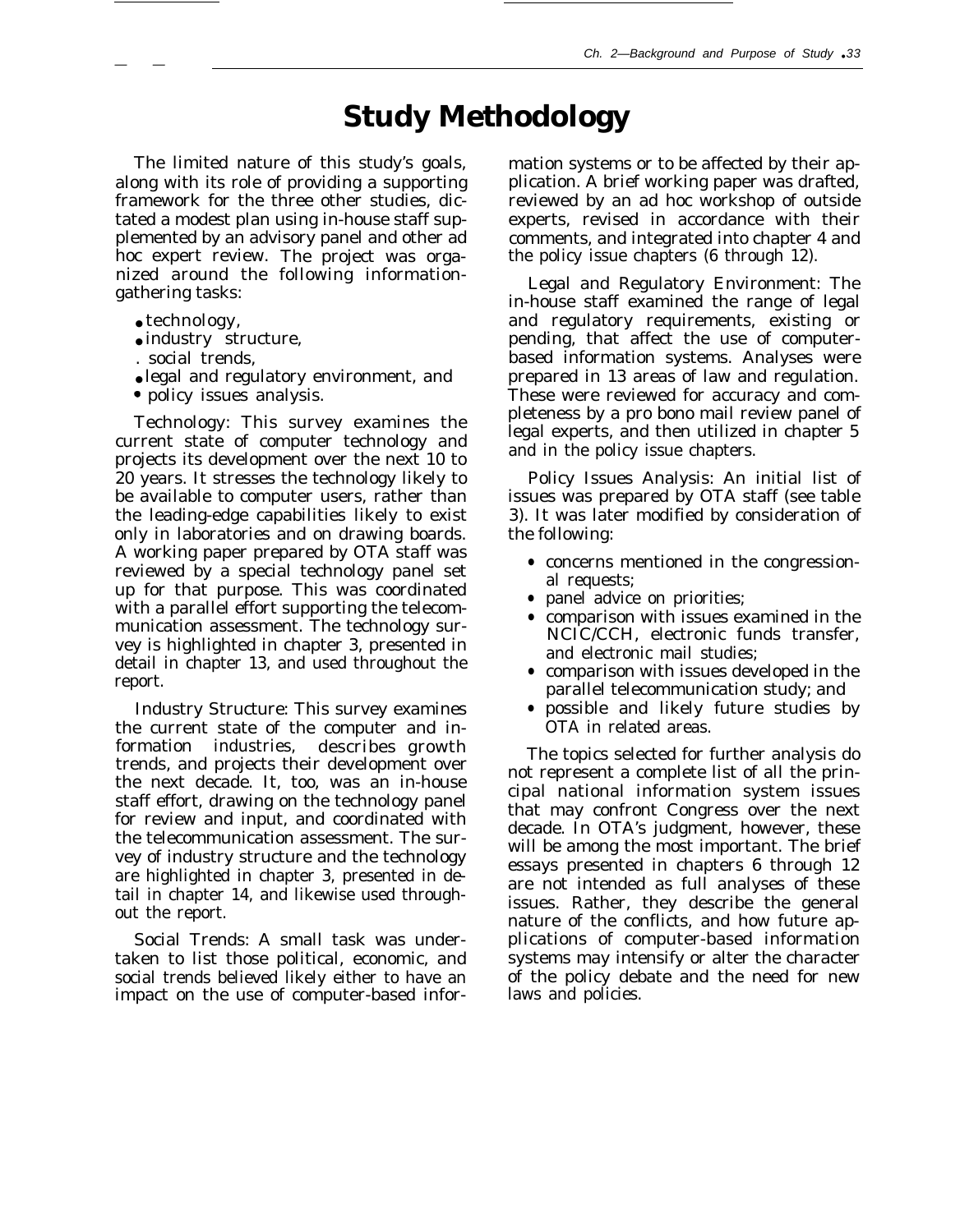# Study Methodology

The limited nature of this study's goals, along with its role of providing a supporting framework for the three other studies, dictated a modest plan using in-house staff supplemented by an advisory panel and other ad hoc expert review. The project was organized around the following information-gathering tasks:

- technology,
- industry structure,
- social trends,
- legal and regulatory environment, and
- policy issues analysis.

Technology: This survey examines the current state of computer technology and projects its development over the next 10 to 20 years. It stresses the technology likely to be available to computer users, rather than the leading-edge capabilities likely to exist only in laboratories and on drawing boards. A working paper prepared by OTA staff was reviewed by a special technology panel set up for that purpose. This was coordinated with a parallel effort supporting the telecommunication assessment. The technology survey is highlighted in chapter 3, presented in detail in chapter 13, and used throughout the report.

Industry Structure: This survey examines the current state of the computer and information industries, describes growth trends, and projects their development over the next decade. It, too, was an in-house staff effort, drawing on the technology panel for review and input, and coordinated with the telecommunication assessment. The survey of industry structure and the technology are highlighted in chapter 3, presented in detail in chapter 14, and likewise used throughout the report.

Social Trends: A small task was undertaken to list those political, economic, and social trends believed likely either to have an impact on the use of computer-based information systems or to be affected by their application. A brief working paper was drafted, reviewed by an ad hoc workshop of outside experts, revised in accordance with their comments, and integrated into chapter 4 and the policy issue chapters (6 through 12).

Legal and Regulatory Environment: The in-house staff examined the range of legal and regulatory requirements, existing or pending, that affect the use of computer-based information systems. Analyses were prepared in 13 areas of law and regulation. These were reviewed for accuracy and completeness by a pro bono mail review panel of legal experts, and then utilized in chapter 5 and in the policy issue chapters.

Policy Issues Analysis: An initial list of issues was prepared by OTA staff (see table 3). It was later modified by consideration of the following:

- concerns mentioned in the congressional requests;
- panel advice on priorities;
- comparison with issues examined in the NCIC/CCH, electronic funds transfer, and electronic mail studies;
- comparison with issues developed in the parallel telecommunication study; and
- possible and likely future studies by OTA in related areas.

The topics selected for further analysis do not represent a complete list of all the principal national information system issues that may confront Congress over the next decade. In OTA's judgment, however, these will be among the most important. The brief essays presented in chapters 6 through 12 are not intended as full analyses of these issues. Rather, they describe the general nature of the conflicts, and how future applications of computer-based information systems may intensify or alter the character of the policy debate and the need for new laws and policies.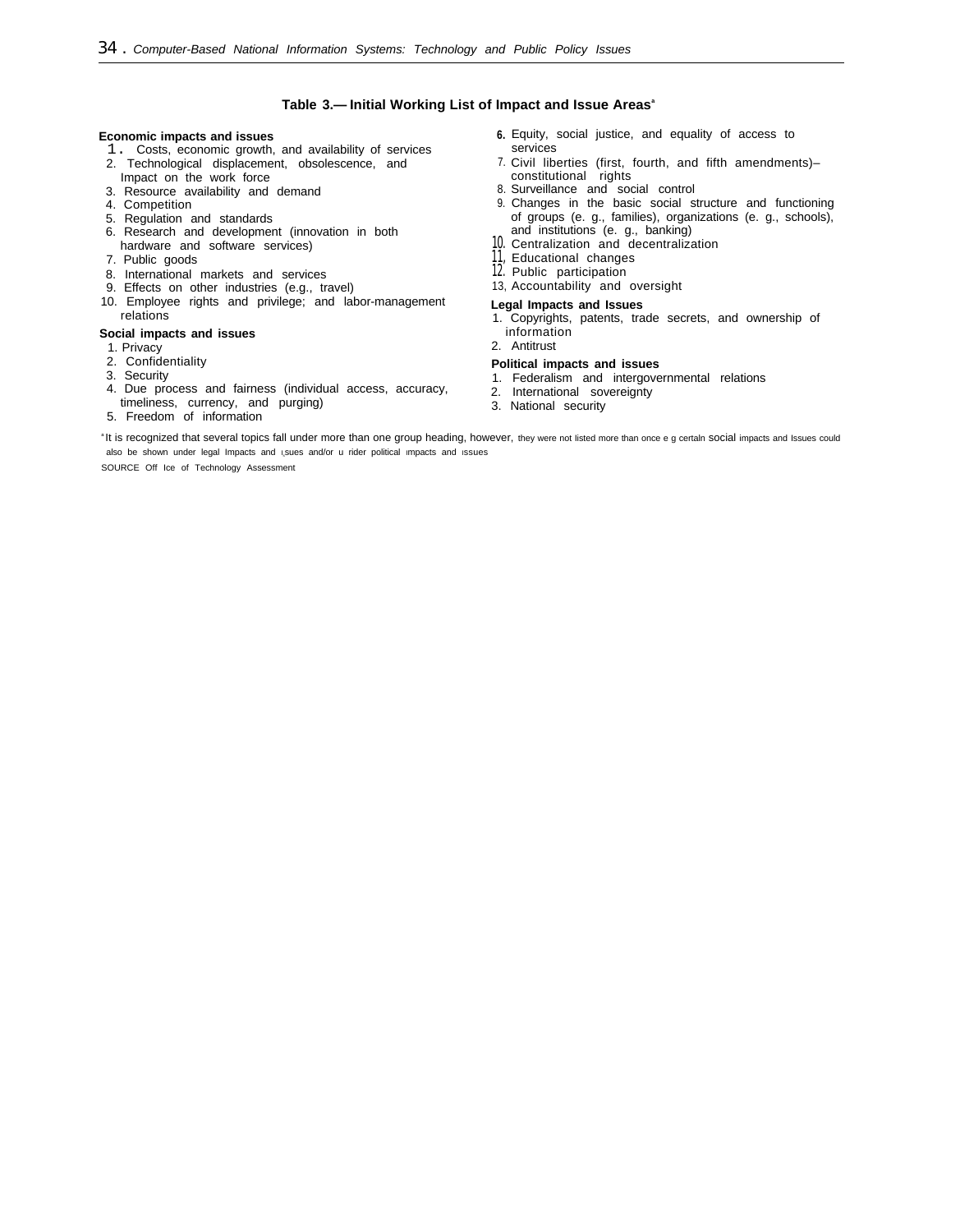**Table 3.— Initial Working List of Impact and Issue Areas**[a]

**Economic impacts and issues**

1. Costs, economic growth, and availability of services
2. Technological displacement, obsolescence, and Impact on the work force
3. Resource availability and demand
4. Competition
5. Regulation and standards
6. Research and development (innovation in both hardware and software services)
7. Public goods
8. International markets and services
9. Effects on other industries (e.g., travel)
10. Employee rights and privilege; and labor-management relations

**Social impacts and issues**

1. Privacy
2. Confidentiality
3. Security
4. Due process and fairness (individual access, accuracy, timeliness, currency, and purging)
5. Freedom of information
6. Equity, social justice, and equality of access to services
7. Civil liberties (first, fourth, and fifth amendments)– constitutional rights
8. Surveillance and social control
9. Changes in the basic social structure and functioning of groups (e. g., families), organizations (e. g., schools), and institutions (e. g., banking)
10. Centralization and decentralization
11. Educational changes
12. Public participation
13. Accountability and oversight

**Legal Impacts and Issues**

1. Copyrights, patents, trade secrets, and ownership of information
2. Antitrust

**Political impacts and issues**

1. Federalism and intergovernmental relations
2. International sovereignty
3. National security

[a] It is recognized that several topics fall under more than one group heading, however, they were not listed more than once e g certaln social impacts and Issues could also be shown under legal Impacts and Issues and/or under political impacts and issues

SOURCE Office of Technology Assessment